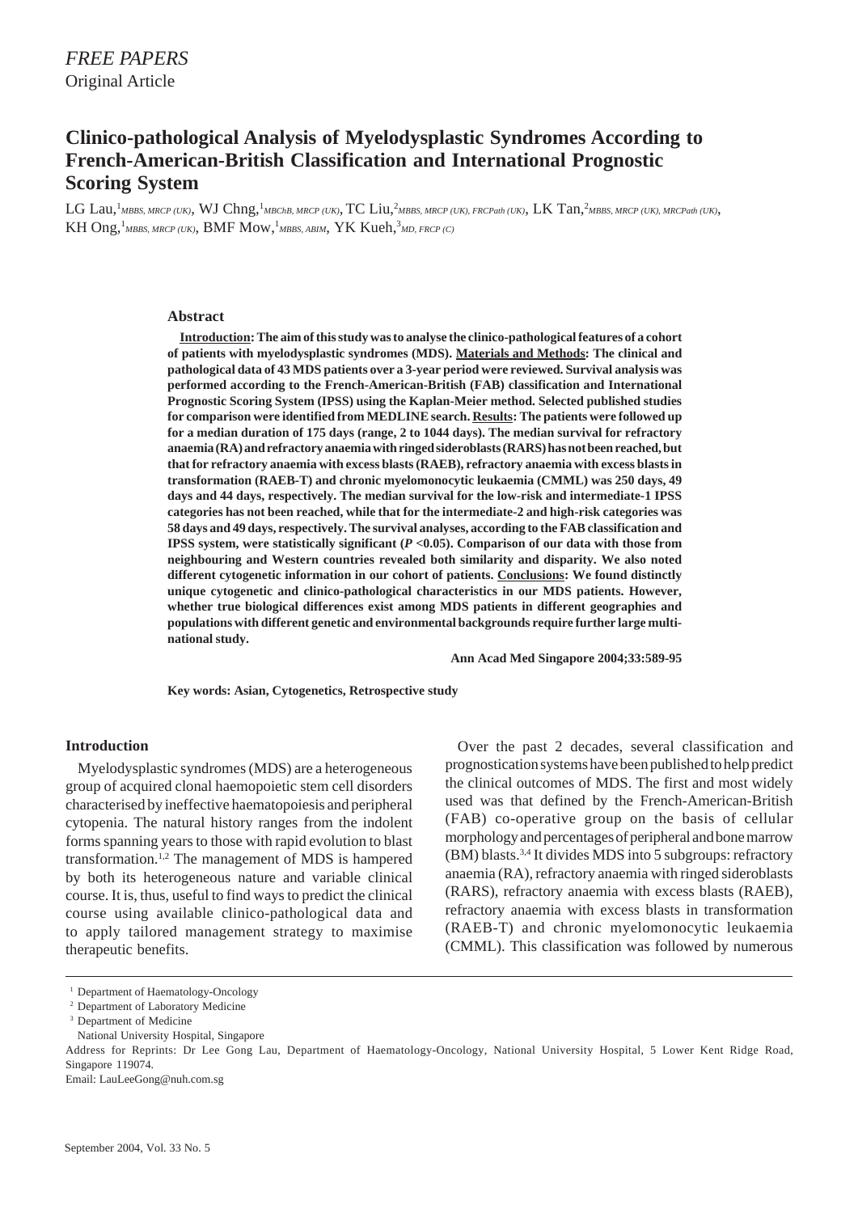*FREE PAPERS*

Original Article

# Clinico-pathological Analysis of Myelodysplastic Syndromes According to French-American-British Classification and International Prognostic Scoring System

LG Lau,[1] *MBBS, MRCP (UK)*, WJ Chng,[1] *MBChB, MRCP (UK)*, TC Liu,[2] *MBBS, MRCP (UK), FRCPath (UK)*, LK Tan,[2] *MBBS, MRCP (UK), MRCPath (UK)*, KH Ong,[1] *MBBS, MRCP (UK)*, BMF Mow,[1] *MBBS, ABIM*, YK Kueh,[3] *MD, FRCP (C)*

## Abstract

**Introduction: The aim of this study was to analyse the clinico-pathological features of a cohort of patients with myelodysplastic syndromes (MDS). Materials and Methods: The clinical and pathological data of 43 MDS patients over a 3-year period were reviewed. Survival analysis was performed according to the French-American-British (FAB) classification and International Prognostic Scoring System (IPSS) using the Kaplan-Meier method. Selected published studies for comparison were identified from MEDLINE search. Results: The patients were followed up for a median duration of 175 days (range, 2 to 1044 days). The median survival for refractory anaemia (RA) and refractory anaemia with ringed sideroblasts (RARS) has not been reached, but that for refractory anaemia with excess blasts (RAEB), refractory anaemia with excess blasts in transformation (RAEB-T) and chronic myelomonocytic leukaemia (CMML) was 250 days, 49 days and 44 days, respectively. The median survival for the low-risk and intermediate-1 IPSS categories has not been reached, while that for the intermediate-2 and high-risk categories was 58 days and 49 days, respectively. The survival analyses, according to the FAB classification and IPSS system, were statistically significant ($P$ <0.05). Comparison of our data with those from neighbouring and Western countries revealed both similarity and disparity. We also noted different cytogenetic information in our cohort of patients. Conclusions: We found distinctly unique cytogenetic and clinico-pathological characteristics in our MDS patients. However, whether true biological differences exist among MDS patients in different geographies and populations with different genetic and environmental backgrounds require further large multi-national study.**

**Ann Acad Med Singapore 2004;33:589-95**

**Key words: Asian, Cytogenetics, Retrospective study**

## Introduction

Myelodysplastic syndromes (MDS) are a heterogeneous group of acquired clonal haemopoietic stem cell disorders characterised by ineffective haematopoiesis and peripheral cytopenia. The natural history ranges from the indolent forms spanning years to those with rapid evolution to blast transformation.[1,2] The management of MDS is hampered by both its heterogeneous nature and variable clinical course. It is, thus, useful to find ways to predict the clinical course using available clinico-pathological data and to apply tailored management strategy to maximise therapeutic benefits.

Over the past 2 decades, several classification and prognostication systems have been published to help predict the clinical outcomes of MDS. The first and most widely used was that defined by the French-American-British (FAB) co-operative group on the basis of cellular morphology and percentages of peripheral and bone marrow (BM) blasts.[3,4] It divides MDS into 5 subgroups: refractory anaemia (RA), refractory anaemia with ringed sideroblasts (RARS), refractory anaemia with excess blasts (RAEB), refractory anaemia with excess blasts in transformation (RAEB-T) and chronic myelomonocytic leukaemia (CMML). This classification was followed by numerous

[1] Department of Haematology-Oncology

[2] Department of Laboratory Medicine

[3] Department of Medicine

National University Hospital, Singapore

Address for Reprints: Dr Lee Gong Lau, Department of Haematology-Oncology, National University Hospital, 5 Lower Kent Ridge Road, Singapore 119074.

Email: LauLeeGong@nuh.com.sg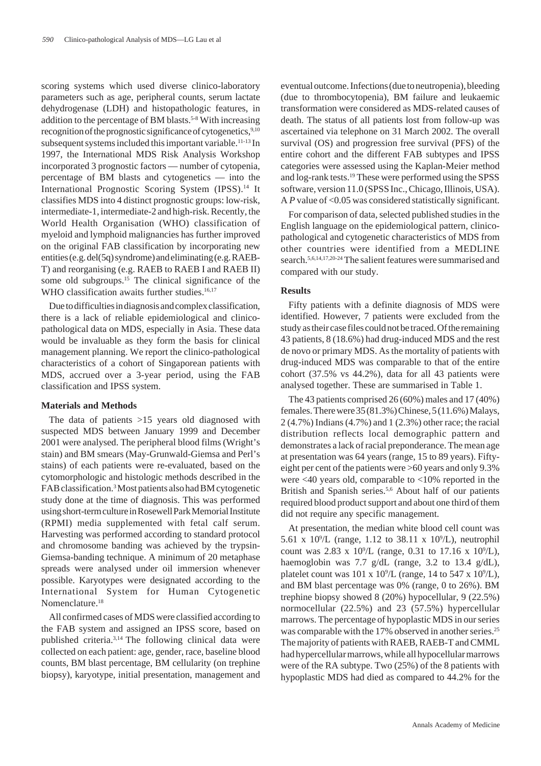scoring systems which used diverse clinico-laboratory parameters such as age, peripheral counts, serum lactate dehydrogenase (LDH) and histopathologic features, in addition to the percentage of BM blasts.[5-8] With increasing recognition of the prognostic significance of cytogenetics,[9,10] subsequent systems included this important variable.[11-13] In 1997, the International MDS Risk Analysis Workshop incorporated 3 prognostic factors — number of cytopenia, percentage of BM blasts and cytogenetics — into the International Prognostic Scoring System (IPSS).[14] It classifies MDS into 4 distinct prognostic groups: low-risk, intermediate-1, intermediate-2 and high-risk. Recently, the World Health Organisation (WHO) classification of myeloid and lymphoid malignancies has further improved on the original FAB classification by incorporating new entities (e.g. del(5q) syndrome) and eliminating (e.g. RAEB-T) and reorganising (e.g. RAEB to RAEB I and RAEB II) some old subgroups.[15] The clinical significance of the WHO classification awaits further studies.[16,17]

Due to difficulties in diagnosis and complex classification, there is a lack of reliable epidemiological and clinico-pathological data on MDS, especially in Asia. These data would be invaluable as they form the basis for clinical management planning. We report the clinico-pathological characteristics of a cohort of Singaporean patients with MDS, accrued over a 3-year period, using the FAB classification and IPSS system.

### Materials and Methods

The data of patients >15 years old diagnosed with suspected MDS between January 1999 and December 2001 were analysed. The peripheral blood films (Wright's stain) and BM smears (May-Grunwald-Giemsa and Perl's stains) of each patients were re-evaluated, based on the cytomorphologic and histologic methods described in the FAB classification.[3] Most patients also had BM cytogenetic study done at the time of diagnosis. This was performed using short-term culture in Rosewell Park Memorial Institute (RPMI) media supplemented with fetal calf serum. Harvesting was performed according to standard protocol and chromosome banding was achieved by the trypsin-Giemsa-banding technique. A minimum of 20 metaphase spreads were analysed under oil immersion whenever possible. Karyotypes were designated according to the International System for Human Cytogenetic Nomenclature.[18]

All confirmed cases of MDS were classified according to the FAB system and assigned an IPSS score, based on published criteria.[3,14] The following clinical data were collected on each patient: age, gender, race, baseline blood counts, BM blast percentage, BM cellularity (on trephine biopsy), karyotype, initial presentation, management and eventual outcome. Infections (due to neutropenia), bleeding (due to thrombocytopenia), BM failure and leukaemic transformation were considered as MDS-related causes of death. The status of all patients lost from follow-up was ascertained via telephone on 31 March 2002. The overall survival (OS) and progression free survival (PFS) of the entire cohort and the different FAB subtypes and IPSS categories were assessed using the Kaplan-Meier method and log-rank tests.[19] These were performed using the SPSS software, version 11.0 (SPSS Inc., Chicago, Illinois, USA). A $P$ value of <0.05 was considered statistically significant.

For comparison of data, selected published studies in the English language on the epidemiological pattern, clinico-pathological and cytogenetic characteristics of MDS from other countries were identified from a MEDLINE search.[5,6,14,17,20-24] The salient features were summarised and compared with our study.

### Results

Fifty patients with a definite diagnosis of MDS were identified. However, 7 patients were excluded from the study as their case files could not be traced. Of the remaining 43 patients, 8 (18.6%) had drug-induced MDS and the rest de novo or primary MDS. As the mortality of patients with drug-induced MDS was comparable to that of the entire cohort (37.5% vs 44.2%), data for all 43 patients were analysed together. These are summarised in Table 1.

The 43 patients comprised 26 (60%) males and 17 (40%) females. There were 35 (81.3%) Chinese, 5 (11.6%) Malays, 2 (4.7%) Indians (4.7%) and 1 (2.3%) other race; the racial distribution reflects local demographic pattern and demonstrates a lack of racial preponderance. The mean age at presentation was 64 years (range, 15 to 89 years). Fifty-eight per cent of the patients were >60 years and only 9.3% were <40 years old, comparable to <10% reported in the British and Spanish series.[5,6] About half of our patients required blood product support and about one third of them did not require any specific management.

At presentation, the median white blood cell count was 5.61 x $10^9$/L (range, 1.12 to 38.11 x $10^9$/L), neutrophil count was 2.83 x $10^9$/L (range, 0.31 to 17.16 x $10^9$/L), haemoglobin was 7.7 g/dL (range, 3.2 to 13.4 g/dL), platelet count was 101 x $10^9$/L (range, 14 to 547 x $10^9$/L), and BM blast percentage was 0% (range, 0 to 26%). BM trephine biopsy showed 8 (20%) hypocellular, 9 (22.5%) normocellular (22.5%) and 23 (57.5%) hypercellular marrows. The percentage of hypoplastic MDS in our series was comparable with the 17% observed in another series.[25] The majority of patients with RAEB, RAEB-T and CMML had hypercellular marrows, while all hypocellular marrows were of the RA subtype. Two (25%) of the 8 patients with hypoplastic MDS had died as compared to 44.2% for the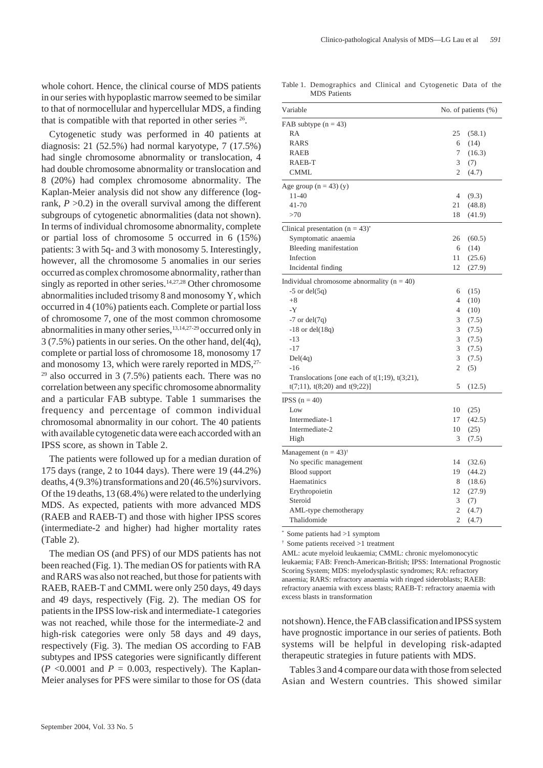whole cohort. Hence, the clinical course of MDS patients in our series with hypoplastic marrow seemed to be similar to that of normocellular and hypercellular MDS, a finding that is compatible with that reported in other series [26].

Cytogenetic study was performed in 40 patients at diagnosis: 21 (52.5%) had normal karyotype, 7 (17.5%) had single chromosome abnormality or translocation, 4 had double chromosome abnormality or translocation and 8 (20%) had complex chromosome abnormality. The Kaplan-Meier analysis did not show any difference (log-rank, $P > 0.2$) in the overall survival among the different subgroups of cytogenetic abnormalities (data not shown). In terms of individual chromosome abnormality, complete or partial loss of chromosome 5 occurred in 6 (15%) patients: 3 with 5q- and 3 with monosomy 5. Interestingly, however, all the chromosome 5 anomalies in our series occurred as complex chromosome abnormality, rather than singly as reported in other series.[14,27,28] Other chromosome abnormalities included trisomy 8 and monosomy Y, which occurred in 4 (10%) patients each. Complete or partial loss of chromosome 7, one of the most common chromosome abnormalities in many other series,[13,14,27-29] occurred only in 3 (7.5%) patients in our series. On the other hand, del(4q), complete or partial loss of chromosome 18, monosomy 17 and monosomy 13, which were rarely reported in MDS,[27-29] also occurred in 3 (7.5%) patients each. There was no correlation between any specific chromosome abnormality and a particular FAB subtype. Table 1 summarises the frequency and percentage of common individual chromosomal abnormality in our cohort. The 40 patients with available cytogenetic data were each accorded with an IPSS score, as shown in Table 2.

The patients were followed up for a median duration of 175 days (range, 2 to 1044 days). There were 19 (44.2%) deaths, 4 (9.3%) transformations and 20 (46.5%) survivors. Of the 19 deaths, 13 (68.4%) were related to the underlying MDS. As expected, patients with more advanced MDS (RAEB and RAEB-T) and those with higher IPSS scores (intermediate-2 and higher) had higher mortality rates (Table 2).

The median OS (and PFS) of our MDS patients has not been reached (Fig. 1). The median OS for patients with RA and RARS was also not reached, but those for patients with RAEB, RAEB-T and CMML were only 250 days, 49 days and 49 days, respectively (Fig. 2). The median OS for patients in the IPSS low-risk and intermediate-1 categories was not reached, while those for the intermediate-2 and high-risk categories were only 58 days and 49 days, respectively (Fig. 3). The median OS according to FAB subtypes and IPSS categories were significantly different ($P < 0.0001$ and $P = 0.003$, respectively). The Kaplan-Meier analyses for PFS were similar to those for OS (data not shown). Hence, the FAB classification and IPSS system have prognostic importance in our series of patients. Both systems will be helpful in developing risk-adapted therapeutic strategies in future patients with MDS.

Tables 3 and 4 compare our data with those from selected Asian and Western countries. This showed similar

Table 1. Demographics and Clinical and Cytogenetic Data of the MDS Patients

| Variable | No. of patients | (%) |
|---|---|---|
| FAB subtype (n = 43) | | |
| RA | 25 | (58.1) |
| RARS | 6 | (14) |
| RAEB | 7 | (16.3) |
| RAEB-T | 3 | (7) |
| CMML | 2 | (4.7) |
| Age group (n = 43) (y) | | |
| 11-40 | 4 | (9.3) |
| 41-70 | 21 | (48.8) |
| >70 | 18 | (41.9) |
| Clinical presentation (n = 43)* | | |
| Symptomatic anaemia | 26 | (60.5) |
| Bleeding manifestation | 6 | (14) |
| Infection | 11 | (25.6) |
| Incidental finding | 12 | (27.9) |
| Individual chromosome abnormality (n = 40) | | |
| -5 or del(5q) | 6 | (15) |
| +8 | 4 | (10) |
| -Y | 4 | (10) |
| -7 or del(7q) | 3 | (7.5) |
| -18 or del(18q) | 3 | (7.5) |
| -13 | 3 | (7.5) |
| -17 | 3 | (7.5) |
| Del(4q) | 3 | (7.5) |
| -16 | 2 | (5) |
| Translocations [one each of t(1;19), t(3;21), t(7;11), t(8;20) and t(9;22)] | 5 | (12.5) |
| IPSS (n = 40) | | |
| Low | 10 | (25) |
| Intermediate-1 | 17 | (42.5) |
| Intermediate-2 | 10 | (25) |
| High | 3 | (7.5) |
| Management (n = 43)† | | |
| No specific management | 14 | (32.6) |
| Blood support | 19 | (44.2) |
| Haematinics | 8 | (18.6) |
| Erythropoietin | 12 | (27.9) |
| Steroid | 3 | (7) |
| AML-type chemotherapy | 2 | (4.7) |
| Thalidomide | 2 | (4.7) |

\* Some patients had >1 symptom

† Some patients received >1 treatment

AML: acute myeloid leukaemia; CMML: chronic myelomonocytic leukaemia; FAB: French-American-British; IPSS: International Prognostic Scoring System; MDS: myelodysplastic syndromes; RA: refractory anaemia; RARS: refractory anaemia with ringed sideroblasts; RAEB: refractory anaemia with excess blasts; RAEB-T: refractory anaemia with excess blasts in transformation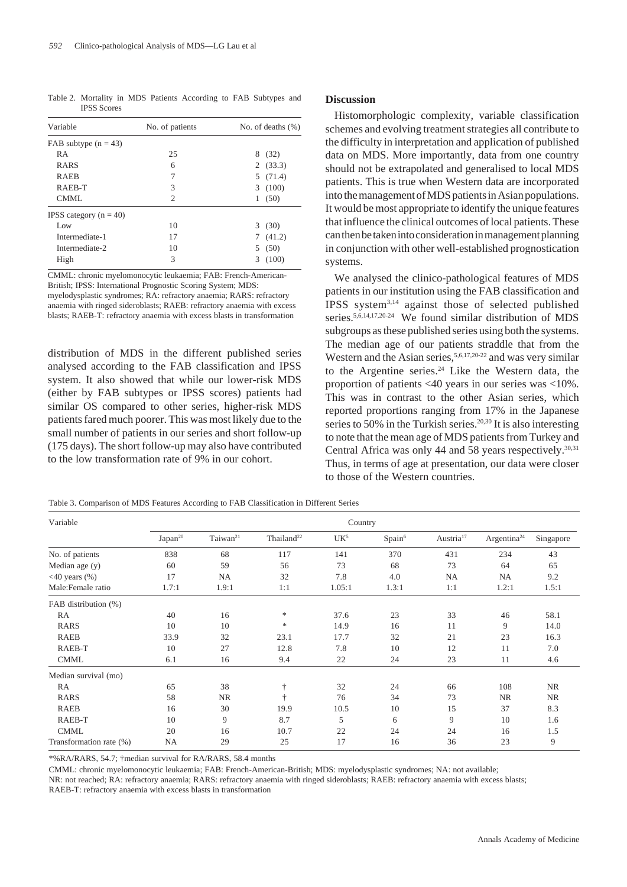Table 2. Mortality in MDS Patients According to FAB Subtypes and IPSS Scores

| Variable | No. of patients | No. of deaths (%) |
|---|---|---|
| FAB subtype (n = 43) | | |
| RA | 25 | 8 (32) |
| RARS | 6 | 2 (33.3) |
| RAEB | 7 | 5 (71.4) |
| RAEB-T | 3 | 3 (100) |
| CMML | 2 | 1 (50) |
| IPSS category (n = 40) | | |
| Low | 10 | 3 (30) |
| Intermediate-1 | 17 | 7 (41.2) |
| Intermediate-2 | 10 | 5 (50) |
| High | 3 | 3 (100) |

CMML: chronic myelomonocytic leukaemia; FAB: French-American-British; IPSS: International Prognostic Scoring System; MDS: myelodysplastic syndromes; RA: refractory anaemia; RARS: refractory anaemia with ringed sideroblasts; RAEB: refractory anaemia with excess blasts; RAEB-T: refractory anaemia with excess blasts in transformation

distribution of MDS in the different published series analysed according to the FAB classification and IPSS system. It also showed that while our lower-risk MDS (either by FAB subtypes or IPSS scores) patients had similar OS compared to other series, higher-risk MDS patients fared much poorer. This was most likely due to the small number of patients in our series and short follow-up (175 days). The short follow-up may also have contributed to the low transformation rate of 9% in our cohort.

## Discussion

Histomorphologic complexity, variable classification schemes and evolving treatment strategies all contribute to the difficulty in interpretation and application of published data on MDS. More importantly, data from one country should not be extrapolated and generalised to local MDS patients. This is true when Western data are incorporated into the management of MDS patients in Asian populations. It would be most appropriate to identify the unique features that influence the clinical outcomes of local patients. These can then be taken into consideration in management planning in conjunction with other well-established prognostication systems.

We analysed the clinico-pathological features of MDS patients in our institution using the FAB classification and IPSS system[3,14] against those of selected published series.[5,6,14,17,20-24] We found similar distribution of MDS subgroups as these published series using both the systems. The median age of our patients straddle that from the Western and the Asian series,[5,6,17,20-22] and was very similar to the Argentine series.[24] Like the Western data, the proportion of patients <40 years in our series was <10%. This was in contrast to the other Asian series, which reported proportions ranging from 17% in the Japanese series to 50% in the Turkish series.[20,30] It is also interesting to note that the mean age of MDS patients from Turkey and Central Africa was only 44 and 58 years respectively.[30,31] Thus, in terms of age at presentation, our data were closer to those of the Western countries.

Table 3. Comparison of MDS Features According to FAB Classification in Different Series

| Variable | Country | | | | | | | |
|---|---|---|---|---|---|---|---|---|
| | Japan[20] | Taiwan[21] | Thailand[22] | UK[5] | Spain[6] | Austria[17] | Argentina[24] | Singapore |
| No. of patients | 838 | 68 | 117 | 141 | 370 | 431 | 234 | 43 |
| Median age (y) | 60 | 59 | 56 | 73 | 68 | 73 | 64 | 65 |
| <40 years (%) | 17 | NA | 32 | 7.8 | 4.0 | NA | NA | 9.2 |
| Male:Female ratio | 1.7:1 | 1.9:1 | 1:1 | 1.05:1 | 1.3:1 | 1:1 | 1.2:1 | 1.5:1 |
| FAB distribution (%) | | | | | | | | |
| RA | 40 | 16 | * | 37.6 | 23 | 33 | 46 | 58.1 |
| RARS | 10 | 10 | * | 14.9 | 16 | 11 | 9 | 14.0 |
| RAEB | 33.9 | 32 | 23.1 | 17.7 | 32 | 21 | 23 | 16.3 |
| RAEB-T | 10 | 27 | 12.8 | 7.8 | 10 | 12 | 11 | 7.0 |
| CMML | 6.1 | 16 | 9.4 | 22 | 24 | 23 | 11 | 4.6 |
| Median survival (mo) | | | | | | | | |
| RA | 65 | 38 | † | 32 | 24 | 66 | 108 | NR |
| RARS | 58 | NR | † | 76 | 34 | 73 | NR | NR |
| RAEB | 16 | 30 | 19.9 | 10.5 | 10 | 15 | 37 | 8.3 |
| RAEB-T | 10 | 9 | 8.7 | 5 | 6 | 9 | 10 | 1.6 |
| CMML | 20 | 16 | 10.7 | 22 | 24 | 24 | 16 | 1.5 |
| Transformation rate (%) | NA | 29 | 25 | 17 | 16 | 36 | 23 | 9 |

*%RA/RARS, 54.7; †median survival for RA/RARS, 58.4 months

CMML: chronic myelomonocytic leukaemia; FAB: French-American-British; MDS: myelodysplastic syndromes; NA: not available; NR: not reached; RA: refractory anaemia; RARS: refractory anaemia with ringed sideroblasts; RAEB: refractory anaemia with excess blasts; RAEB-T: refractory anaemia with excess blasts in transformation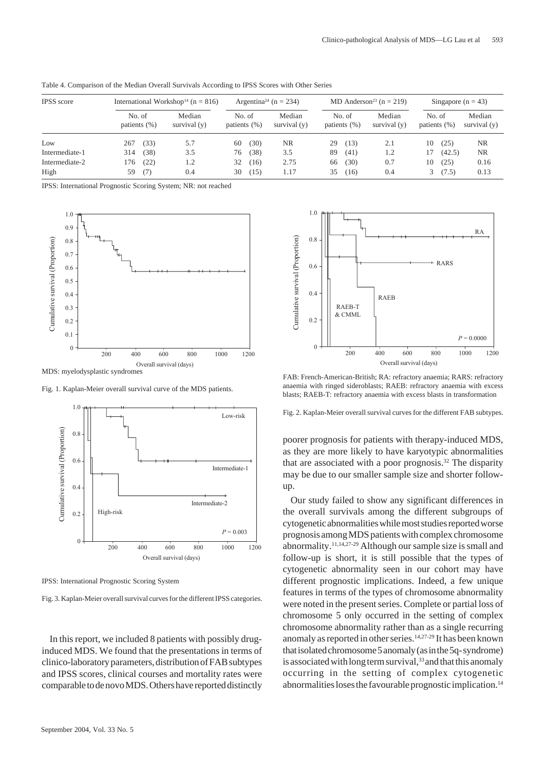Table 4. Comparison of the Median Overall Survivals According to IPSS Scores with Other Series

| IPSS score | International Workshop[14] (n = 816) | | Argentina[24] (n = 234) | | MD Anderson[23] (n = 219) | | Singapore (n = 43) | |
|---|---|---|---|---|---|---|---|---|
| | No. of patients (%) | Median survival (y) | No. of patients (%) | Median survival (y) | No. of patients (%) | Median survival (y) | No. of patients (%) | Median survival (y) |
| Low | 267 (33) | 5.7 | 60 (30) | NR | 29 (13) | 2.1 | 10 (25) | NR |
| Intermediate-1 | 314 (38) | 3.5 | 76 (38) | 3.5 | 89 (41) | 1.2 | 17 (42.5) | NR |
| Intermediate-2 | 176 (22) | 1.2 | 32 (16) | 2.75 | 66 (30) | 0.7 | 10 (25) | 0.16 |
| High | 59 (7) | 0.4 | 30 (15) | 1.17 | 35 (16) | 0.4 | 3 (7.5) | 0.13 |

IPSS: International Prognostic Scoring System; NR: not reached

MDS: myelodysplastic syndromes

Fig. 1. Kaplan-Meier overall survival curve of the MDS patients.

IPSS: International Prognostic Scoring System

Fig. 3. Kaplan-Meier overall survival curves for the different IPSS categories.

FAB: French-American-British; RA: refractory anaemia; RARS: refractory anaemia with ringed sideroblasts; RAEB: refractory anaemia with excess blasts; RAEB-T: refractory anaemia with excess blasts in transformation

Fig. 2. Kaplan-Meier overall survival curves for the different FAB subtypes.

In this report, we included 8 patients with possibly drug-induced MDS. We found that the presentations in terms of clinico-laboratory parameters, distribution of FAB subtypes and IPSS scores, clinical courses and mortality rates were comparable to de novo MDS. Others have reported distinctly poorer prognosis for patients with therapy-induced MDS, as they are more likely to have karyotypic abnormalities that are associated with a poor prognosis.[32] The disparity may be due to our smaller sample size and shorter follow-up.

Our study failed to show any significant differences in the overall survivals among the different subgroups of cytogenetic abnormalities while most studies reported worse prognosis among MDS patients with complex chromosome abnormality.[11,14,27-29] Although our sample size is small and follow-up is short, it is still possible that the types of cytogenetic abnormality seen in our cohort may have different prognostic implications. Indeed, a few unique features in terms of the types of chromosome abnormality were noted in the present series. Complete or partial loss of chromosome 5 only occurred in the setting of complex chromosome abnormality rather than as a single recurring anomaly as reported in other series.[14,27-29] It has been known that isolated chromosome 5 anomaly (as in the 5q- syndrome) is associated with long term survival,[33] and that this anomaly occurring in the setting of complex cytogenetic abnormalities loses the favourable prognostic implication.[14]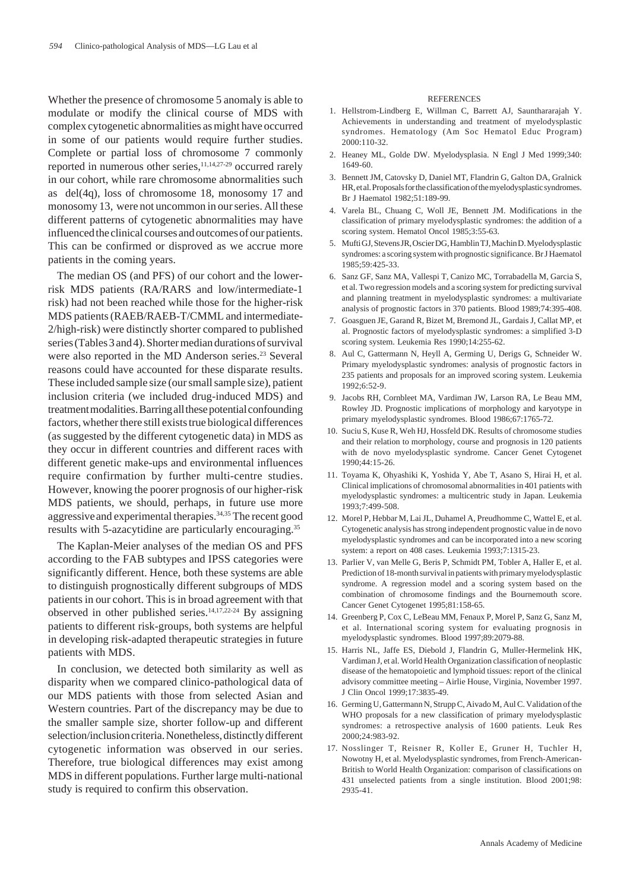Whether the presence of chromosome 5 anomaly is able to modulate or modify the clinical course of MDS with complex cytogenetic abnormalities as might have occurred in some of our patients would require further studies. Complete or partial loss of chromosome 7 commonly reported in numerous other series,[11,14,27-29] occurred rarely in our cohort, while rare chromosome abnormalities such as del(4q), loss of chromosome 18, monosomy 17 and monosomy 13, were not uncommon in our series. All these different patterns of cytogenetic abnormalities may have influenced the clinical courses and outcomes of our patients. This can be confirmed or disproved as we accrue more patients in the coming years.

The median OS (and PFS) of our cohort and the lower-risk MDS patients (RA/RARS and low/intermediate-1 risk) had not been reached while those for the higher-risk MDS patients (RAEB/RAEB-T/CMML and intermediate-2/high-risk) were distinctly shorter compared to published series (Tables 3 and 4). Shorter median durations of survival were also reported in the MD Anderson series.[23] Several reasons could have accounted for these disparate results. These included sample size (our small sample size), patient inclusion criteria (we included drug-induced MDS) and treatment modalities. Barring all these potential confounding factors, whether there still exists true biological differences (as suggested by the different cytogenetic data) in MDS as they occur in different countries and different races with different genetic make-ups and environmental influences require confirmation by further multi-centre studies. However, knowing the poorer prognosis of our higher-risk MDS patients, we should, perhaps, in future use more aggressive and experimental therapies.[34,35] The recent good results with 5-azacytidine are particularly encouraging.[35]

The Kaplan-Meier analyses of the median OS and PFS according to the FAB subtypes and IPSS categories were significantly different. Hence, both these systems are able to distinguish prognostically different subgroups of MDS patients in our cohort. This is in broad agreement with that observed in other published series.[14,17,22-24] By assigning patients to different risk-groups, both systems are helpful in developing risk-adapted therapeutic strategies in future patients with MDS.

In conclusion, we detected both similarity as well as disparity when we compared clinico-pathological data of our MDS patients with those from selected Asian and Western countries. Part of the discrepancy may be due to the smaller sample size, shorter follow-up and different selection/inclusion criteria. Nonetheless, distinctly different cytogenetic information was observed in our series. Therefore, true biological differences may exist among MDS in different populations. Further large multi-national study is required to confirm this observation.

## REFERENCES

1. Hellstrom-Lindberg E, Willman C, Barrett AJ, Saunthararajah Y. Achievements in understanding and treatment of myelodysplastic syndromes. Hematology (Am Soc Hematol Educ Program) 2000:110-32.
2. Heaney ML, Golde DW. Myelodysplasia. N Engl J Med 1999;340: 1649-60.
3. Bennett JM, Catovsky D, Daniel MT, Flandrin G, Galton DA, Gralnick HR, et al. Proposals for the classification of the myelodysplastic syndromes. Br J Haematol 1982;51:189-99.
4. Varela BL, Chuang C, Woll JE, Bennett JM. Modifications in the classification of primary myelodysplastic syndromes: the addition of a scoring system. Hematol Oncol 1985;3:55-63.
5. Mufti GJ, Stevens JR, Oscier DG, Hamblin TJ, Machin D. Myelodysplastic syndromes: a scoring system with prognostic significance. Br J Haematol 1985;59:425-33.
6. Sanz GF, Sanz MA, Vallespi T, Canizo MC, Torrabadella M, Garcia S, et al. Two regression models and a scoring system for predicting survival and planning treatment in myelodysplastic syndromes: a multivariate analysis of prognostic factors in 370 patients. Blood 1989;74:395-408.
7. Goasguen JE, Garand R, Bizet M, Bremond JL, Gardais J, Callat MP, et al. Prognostic factors of myelodysplastic syndromes: a simplified 3-D scoring system. Leukemia Res 1990;14:255-62.
8. Aul C, Gattermann N, Heyll A, Germing U, Derigs G, Schneider W. Primary myelodysplastic syndromes: analysis of prognostic factors in 235 patients and proposals for an improved scoring system. Leukemia 1992;6:52-9.
9. Jacobs RH, Cornbleet MA, Vardiman JW, Larson RA, Le Beau MM, Rowley JD. Prognostic implications of morphology and karyotype in primary myelodysplastic syndromes. Blood 1986;67:1765-72.
10. Suciu S, Kuse R, Weh HJ, Hossfeld DK. Results of chromosome studies and their relation to morphology, course and prognosis in 120 patients with de novo myelodysplastic syndrome. Cancer Genet Cytogenet 1990;44:15-26.
11. Toyama K, Ohyashiki K, Yoshida Y, Abe T, Asano S, Hirai H, et al. Clinical implications of chromosomal abnormalities in 401 patients with myelodysplastic syndromes: a multicentric study in Japan. Leukemia 1993;7:499-508.
12. Morel P, Hebbar M, Lai JL, Duhamel A, Preudhomme C, Wattel E, et al. Cytogenetic analysis has strong independent prognostic value in de novo myelodysplastic syndromes and can be incorporated into a new scoring system: a report on 408 cases. Leukemia 1993;7:1315-23.
13. Parlier V, van Melle G, Beris P, Schmidt PM, Tobler A, Haller E, et al. Prediction of 18-month survival in patients with primary myelodysplastic syndrome. A regression model and a scoring system based on the combination of chromosome findings and the Bournemouth score. Cancer Genet Cytogenet 1995;81:158-65.
14. Greenberg P, Cox C, LeBeau MM, Fenaux P, Morel P, Sanz G, Sanz M, et al. International scoring system for evaluating prognosis in myelodysplastic syndromes. Blood 1997;89:2079-88.
15. Harris NL, Jaffe ES, Diebold J, Flandrin G, Muller-Hermelink HK, Vardiman J, et al. World Health Organization classification of neoplastic disease of the hematopoietic and lymphoid tissues: report of the clinical advisory committee meeting – Airlie House, Virginia, November 1997. J Clin Oncol 1999;17:3835-49.
16. Germing U, Gattermann N, Strupp C, Aivado M, Aul C. Validation of the WHO proposals for a new classification of primary myelodysplastic syndromes: a retrospective analysis of 1600 patients. Leuk Res 2000;24:983-92.
17. Nosslinger T, Reisner R, Koller E, Gruner H, Tuchler H, Nowotny H, et al. Myelodysplastic syndromes, from French-American-British to World Health Organization: comparison of classifications on 431 unselected patients from a single institution. Blood 2001;98: 2935-41.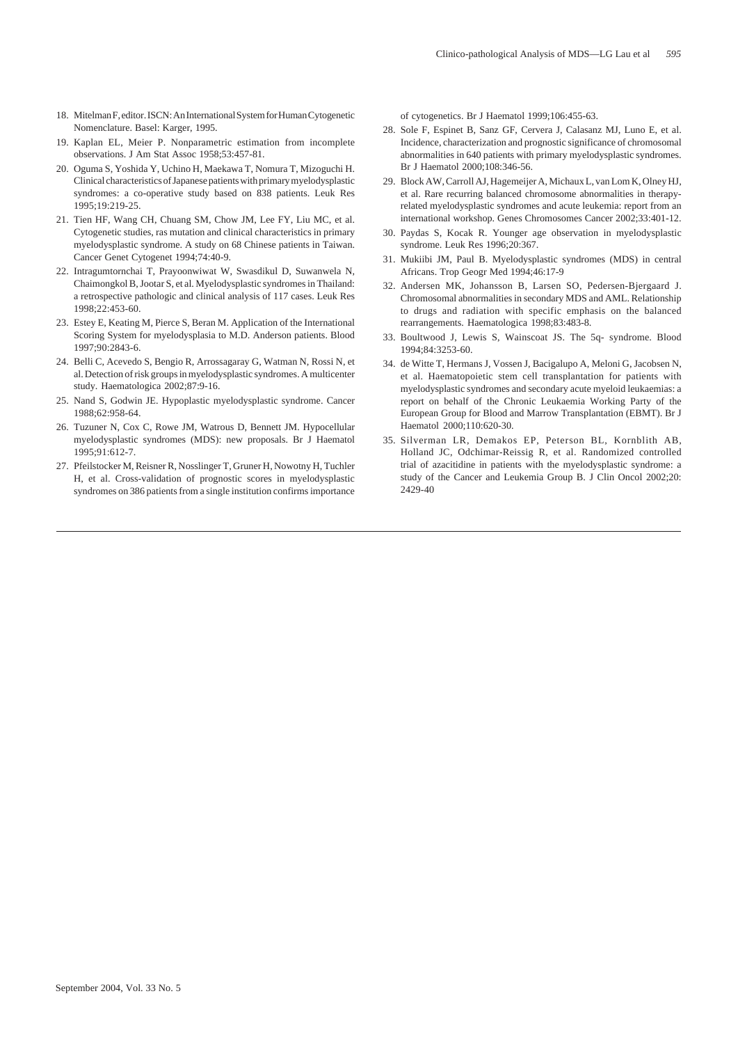18. Mitelman F, editor. ISCN: An International System for Human Cytogenetic Nomenclature. Basel: Karger, 1995.
19. Kaplan EL, Meier P. Nonparametric estimation from incomplete observations. J Am Stat Assoc 1958;53:457-81.
20. Oguma S, Yoshida Y, Uchino H, Maekawa T, Nomura T, Mizoguchi H. Clinical characteristics of Japanese patients with primary myelodysplastic syndromes: a co-operative study based on 838 patients. Leuk Res 1995;19:219-25.
21. Tien HF, Wang CH, Chuang SM, Chow JM, Lee FY, Liu MC, et al. Cytogenetic studies, ras mutation and clinical characteristics in primary myelodysplastic syndrome. A study on 68 Chinese patients in Taiwan. Cancer Genet Cytogenet 1994;74:40-9.
22. Intragumtornchai T, Prayoonwiwat W, Swasdikul D, Suwanwela N, Chaimongkol B, Jootar S, et al. Myelodysplastic syndromes in Thailand: a retrospective pathologic and clinical analysis of 117 cases. Leuk Res 1998;22:453-60.
23. Estey E, Keating M, Pierce S, Beran M. Application of the International Scoring System for myelodysplasia to M.D. Anderson patients. Blood 1997;90:2843-6.
24. Belli C, Acevedo S, Bengio R, Arrossagaray G, Watman N, Rossi N, et al. Detection of risk groups in myelodysplastic syndromes. A multicenter study. Haematologica 2002;87:9-16.
25. Nand S, Godwin JE. Hypoplastic myelodysplastic syndrome. Cancer 1988;62:958-64.
26. Tuzuner N, Cox C, Rowe JM, Watrous D, Bennett JM. Hypocellular myelodysplastic syndromes (MDS): new proposals. Br J Haematol 1995;91:612-7.
27. Pfeilstocker M, Reisner R, Nosslinger T, Gruner H, Nowotny H, Tuchler H, et al. Cross-validation of prognostic scores in myelodysplastic syndromes on 386 patients from a single institution confirms importance of cytogenetics. Br J Haematol 1999;106:455-63.
28. Sole F, Espinet B, Sanz GF, Cervera J, Calasanz MJ, Luno E, et al. Incidence, characterization and prognostic significance of chromosomal abnormalities in 640 patients with primary myelodysplastic syndromes. Br J Haematol 2000;108:346-56.
29. Block AW, Carroll AJ, Hagemeijer A, Michaux L, van Lom K, Olney HJ, et al. Rare recurring balanced chromosome abnormalities in therapy-related myelodysplastic syndromes and acute leukemia: report from an international workshop. Genes Chromosomes Cancer 2002;33:401-12.
30. Paydas S, Kocak R. Younger age observation in myelodysplastic syndrome. Leuk Res 1996;20:367.
31. Mukiibi JM, Paul B. Myelodysplastic syndromes (MDS) in central Africans. Trop Geogr Med 1994;46:17-9
32. Andersen MK, Johansson B, Larsen SO, Pedersen-Bjergaard J. Chromosomal abnormalities in secondary MDS and AML. Relationship to drugs and radiation with specific emphasis on the balanced rearrangements. Haematologica 1998;83:483-8.
33. Boultwood J, Lewis S, Wainscoat JS. The 5q- syndrome. Blood 1994;84:3253-60.
34. de Witte T, Hermans J, Vossen J, Bacigalupo A, Meloni G, Jacobsen N, et al. Haematopoietic stem cell transplantation for patients with myelodysplastic syndromes and secondary acute myeloid leukaemias: a report on behalf of the Chronic Leukaemia Working Party of the European Group for Blood and Marrow Transplantation (EBMT). Br J Haematol 2000;110:620-30.
35. Silverman LR, Demakos EP, Peterson BL, Kornblith AB, Holland JC, Odchimar-Reissig R, et al. Randomized controlled trial of azacitidine in patients with the myelodysplastic syndrome: a study of the Cancer and Leukemia Group B. J Clin Oncol 2002;20: 2429-40